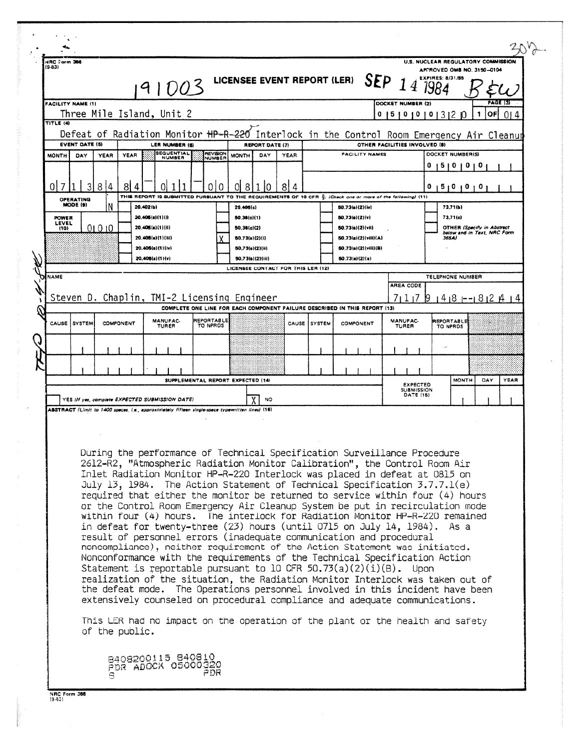NRC Form 366 (9-83)

U.S. NUCLEAR REGULATORY COMMISSION
APPROVED OMB NO. 3150-0104
EXPIRES: 8/31/85

191003

# LICENSEE EVENT REPORT (LER)

SEP 14 1984

| FACILITY NAME (1) | DOCKET NUMBER (2) | PAGE (3) |
|---|---|---|
| Three Mile Island, Unit 2 | 0 5 0 0 0 3 2 0 | 1 OF 0 4 |

TITLE (4)

Defeat of Radiation Monitor HP-R-220 Interlock in the Control Room Emergency Air Cleanup

| EVENT DATE (5) | | | LER NUMBER (6) | | | REPORT DATE (7) | | | OTHER FACILITIES INVOLVED (8) | |
|---|---|---|---|---|---|---|---|---|---|---|
| MONTH | DAY | YEAR | YEAR | SEQUENTIAL NUMBER | REVISION NUMBER | MONTH | DAY | YEAR | FACILITY NAMES | DOCKET NUMBER(S) |
| 0 7 | 1 3 | 8 4 | 8 4 | 0 1 1 | 0 0 | 0 8 | 1 0 | 8 4 | | 0 5 0 0 0 |
| | | | | | | | | | | 0 5 0 0 0 |

OPERATING MODE (9): N

POWER LEVEL (10): 0 0 0

THIS REPORT IS SUBMITTED PURSUANT TO THE REQUIREMENTS OF 10 CFR §: (Check one or more of the following) (11)

- [ ] 20.402(b)
- [ ] 20.405(a)(1)(i)
- [ ] 20.405(a)(1)(ii)
- [ ] 20.405(a)(1)(iii)
- [ ] 20.405(a)(1)(iv)
- [ ] 20.405(a)(1)(v)
- [ ] 20.405(c)
- [ ] 50.36(c)(1)
- [ ] 50.36(c)(2)
- [X] 50.73(a)(2)(i)
- [ ] 50.73(a)(2)(ii)
- [ ] 50.73(a)(2)(iii)
- [ ] 50.73(a)(2)(iv)
- [ ] 50.73(a)(2)(v)
- [ ] 50.73(a)(2)(vii)
- [ ] 50.73(a)(2)(viii)(A)
- [ ] 50.73(a)(2)(viii)(B)
- [ ] 50.73(a)(2)(x)
- [ ] 73.71(b)
- [ ] 73.71(c)
- [ ] OTHER (Specify in Abstract below and in Text, NRC Form 366A)

LICENSEE CONTACT FOR THIS LER (12)

| NAME | TELEPHONE NUMBER |
|---|---|
| Steven D. Chaplin, TMI-2 Licensing Engineer | 7 1 7 9 4 8 - 8 2 4 4 |

COMPLETE ONE LINE FOR EACH COMPONENT FAILURE DESCRIBED IN THIS REPORT (13)

| CAUSE | SYSTEM | COMPONENT | MANUFACTURER | REPORTABLE TO NPRDS | CAUSE | SYSTEM | COMPONENT | MANUFACTURER | REPORTABLE TO NPRDS |
|---|---|---|---|---|---|---|---|---|---|
| | | | | | | | | | |
| | | | | | | | | | |

SUPPLEMENTAL REPORT EXPECTED (14)

- [ ] YES (If yes, complete EXPECTED SUBMISSION DATE)
- [X] NO

EXPECTED SUBMISSION DATE (15): MONTH | DAY | YEAR

ABSTRACT (Limit to 1400 spaces, i.e., approximately fifteen single-space typewritten lines) (16)

During the performance of Technical Specification Surveillance Procedure 2612-R2, "Atmospheric Radiation Monitor Calibration", the Control Room Air Inlet Radiation Monitor HP-R-220 Interlock was placed in defeat at 0815 on July 13, 1984. The Action Statement of Technical Specification 3.7.7.1(e) required that either the monitor be returned to service within four (4) hours or the Control Room Emergency Air Cleanup System be put in recirculation mode within four (4) hours. The interlock for Radiation Monitor HP-R-220 remained in defeat for twenty-three (23) hours (until 0715 on July 14, 1984). As a result of personnel errors (inadequate communication and procedural noncompliance), neither requirement of the Action Statement was initiated. Nonconformance with the requirements of the Technical Specification Action Statement is reportable pursuant to 10 CFR 50.73(a)(2)(i)(B). Upon realization of the situation, the Radiation Monitor Interlock was taken out of the defeat mode. The Operations personnel involved in this incident have been extensively counseled on procedural compliance and adequate communications.

This LER had no impact on the operation of the plant or the health and safety of the public.

8408200115 840810
PDR ADOCK 05000320
S PDR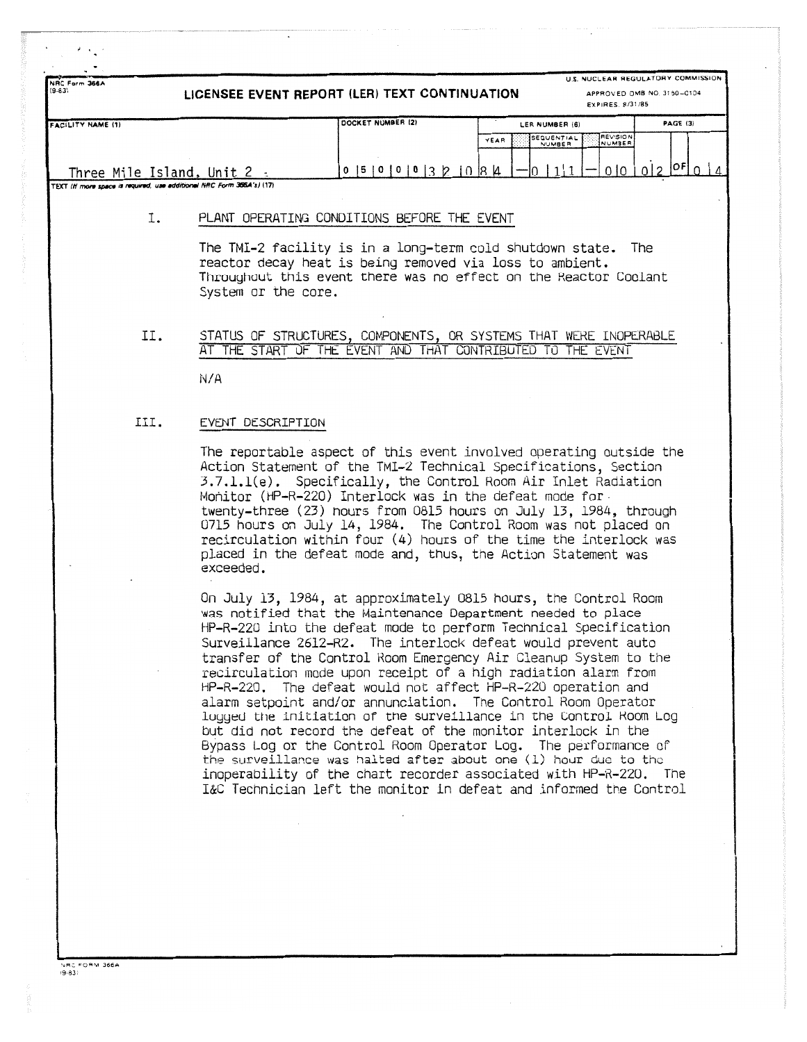NRC Form 366A
(9-83)

# LICENSEE EVENT REPORT (LER) TEXT CONTINUATION

U.S. NUCLEAR REGULATORY COMMISSION
APPROVED OMB NO. 3150-0104
EXPIRES 8/31/85

| FACILITY NAME (1) | DOCKET NUMBER (2) | LER NUMBER (6) | | | PAGE (3) |
|---|---|---|---|---|---|
| | | YEAR | SEQUENTIAL NUMBER | REVISION NUMBER | |
| Three Mile Island, Unit 2 | 0 5 0 0 0 3 2 0 | 8 4 | — 0 1 1 — | 0 0 | 0 2 OF 0 4 |

TEXT (If more space is required, use additional NRC Form 366A's) (17)

## I. PLANT OPERATING CONDITIONS BEFORE THE EVENT

The TMI-2 facility is in a long-term cold shutdown state. The reactor decay heat is being removed via loss to ambient. Throughout this event there was no effect on the Reactor Coolant System or the core.

## II. STATUS OF STRUCTURES, COMPONENTS, OR SYSTEMS THAT WERE INOPERABLE AT THE START OF THE EVENT AND THAT CONTRIBUTED TO THE EVENT

N/A

## III. EVENT DESCRIPTION

The reportable aspect of this event involved operating outside the Action Statement of the TMI-2 Technical Specifications, Section 3.7.1.1(e). Specifically, the Control Room Air Inlet Radiation Monitor (HP-R-220) Interlock was in the defeat mode for twenty-three (23) hours from 0815 hours on July 13, 1984, through 0715 hours on July 14, 1984. The Control Room was not placed on recirculation within four (4) hours of the time the interlock was placed in the defeat mode and, thus, the Action Statement was exceeded.

On July 13, 1984, at approximately 0815 hours, the Control Room was notified that the Maintenance Department needed to place HP-R-220 into the defeat mode to perform Technical Specification Surveillance 2612-R2. The interlock defeat would prevent auto transfer of the Control Room Emergency Air Cleanup System to the recirculation mode upon receipt of a high radiation alarm from HP-R-220. The defeat would not affect HP-R-220 operation and alarm setpoint and/or annunciation. The Control Room Operator logged the initiation of the surveillance in the Control Room Log but did not record the defeat of the monitor interlock in the Bypass Log or the Control Room Operator Log. The performance of the surveillance was halted after about one (1) hour due to the inoperability of the chart recorder associated with HP-R-220. The I&C Technician left the monitor in defeat and informed the Control

NRC FORM 366A
(9-83)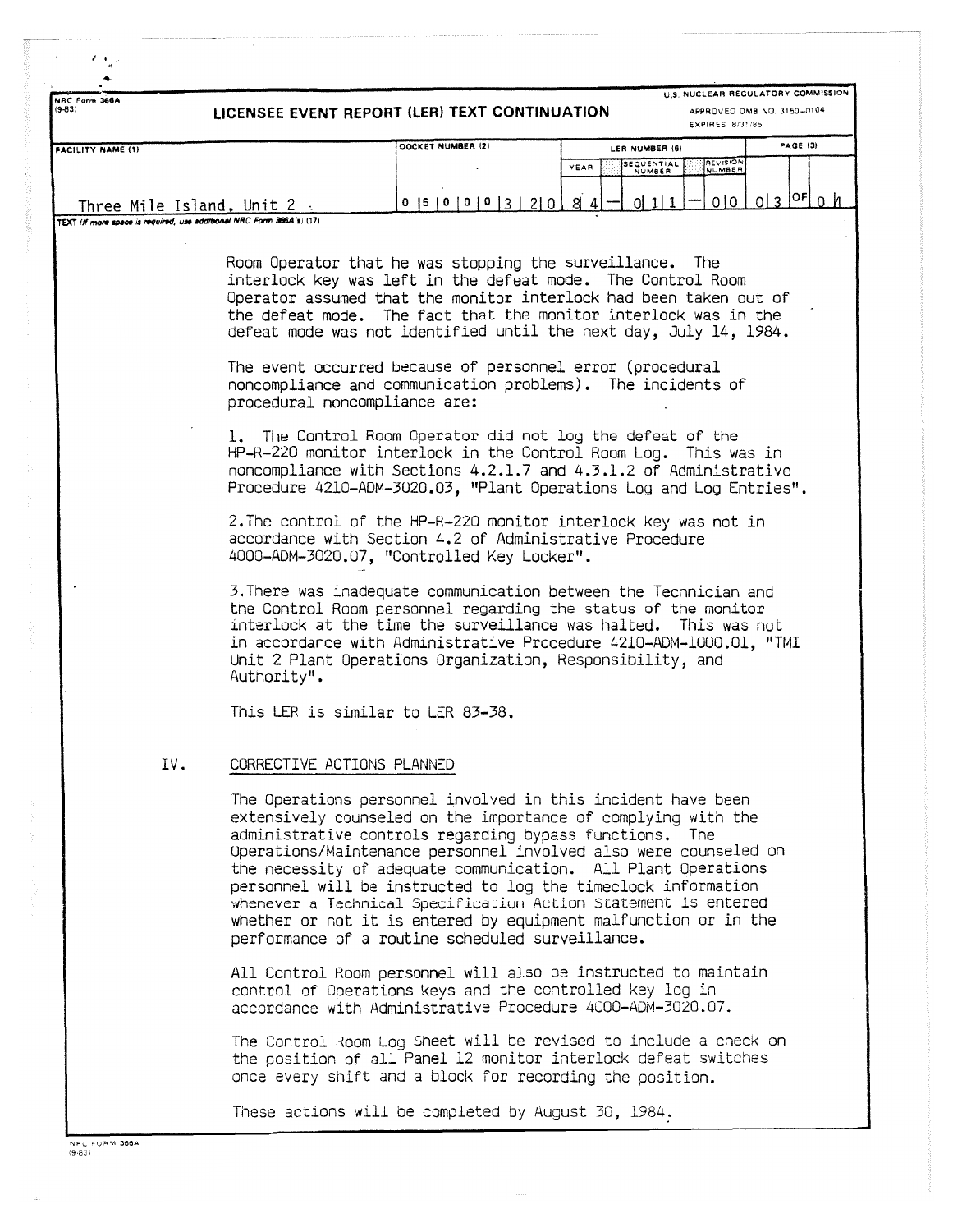NRC Form 366A
(9-83)

# LICENSEE EVENT REPORT (LER) TEXT CONTINUATION

U.S. NUCLEAR REGULATORY COMMISSION
APPROVED OMB NO. 3150-0104
EXPIRES 8/31/85

| FACILITY NAME (1) | DOCKET NUMBER (2) | LER NUMBER (6) YEAR | SEQUENTIAL NUMBER | REVISION NUMBER | PAGE (3) |
|---|---|---|---|---|---|
| Three Mile Island, Unit 2 | 0 5 0 0 0 3 2 0 | 8 4 | 0 1 1 | 0 0 | 0 3 OF 0 4 |

TEXT (If more space is required, use additional NRC Form 366A's) (17)

Room Operator that he was stopping the surveillance. The interlock key was left in the defeat mode. The Control Room Operator assumed that the monitor interlock had been taken out of the defeat mode. The fact that the monitor interlock was in the defeat mode was not identified until the next day, July 14, 1984.

The event occurred because of personnel error (procedural noncompliance and communication problems). The incidents of procedural noncompliance are:

1. The Control Room Operator did not log the defeat of the HP-R-220 monitor interlock in the Control Room Log. This was in noncompliance with Sections 4.2.1.7 and 4.3.1.2 of Administrative Procedure 4210-ADM-3020.03, "Plant Operations Log and Log Entries".

2. The control of the HP-R-220 monitor interlock key was not in accordance with Section 4.2 of Administrative Procedure 4000-ADM-3020.07, "Controlled Key Locker".

3. There was inadequate communication between the Technician and the Control Room personnel regarding the status of the monitor interlock at the time the surveillance was halted. This was not in accordance with Administrative Procedure 4210-ADM-1000.01, "TMI Unit 2 Plant Operations Organization, Responsibility, and Authority".

This LER is similar to LER 83-38.

## IV. CORRECTIVE ACTIONS PLANNED

The Operations personnel involved in this incident have been extensively counseled on the importance of complying with the administrative controls regarding bypass functions. The Operations/Maintenance personnel involved also were counseled on the necessity of adequate communication. All Plant Operations personnel will be instructed to log the timeclock information whenever a Technical Specification Action Statement is entered whether or not it is entered by equipment malfunction or in the performance of a routine scheduled surveillance.

All Control Room personnel will also be instructed to maintain control of Operations keys and the controlled key log in accordance with Administrative Procedure 4000-ADM-3020.07.

The Control Room Log Sheet will be revised to include a check on the position of all Panel 12 monitor interlock defeat switches once every shift and a block for recording the position.

These actions will be completed by August 30, 1984.

NRC FORM 366A
(9-83)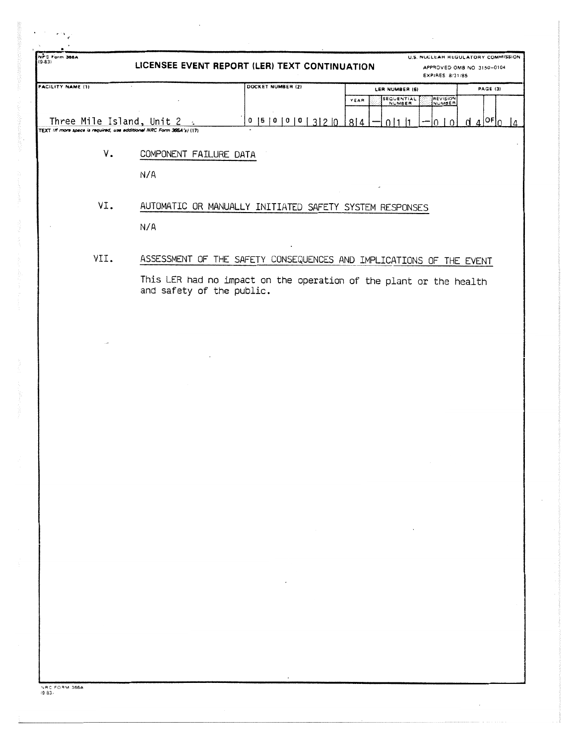NRC Form 366A
(9-83)

# LICENSEE EVENT REPORT (LER) TEXT CONTINUATION

U.S. NUCLEAR REGULATORY COMMISSION
APPROVED OMB NO 3150-0104
EXPIRES 8/31/85

| FACILITY NAME (1) | DOCKET NUMBER (2) | LER NUMBER (6) YEAR | SEQUENTIAL NUMBER | REVISION NUMBER | PAGE (3) |
|---|---|---|---|---|---|
| Three Mile Island, Unit 2 | 0 5 0 0 0 3 2 0 | 8 4 | — 0 1 1 | — 0 0 | 0 4 OF 0 4 |

TEXT (If more space is required, use additional NRC Form 366A's) (17)

## V. COMPONENT FAILURE DATA

N/A

## VI. AUTOMATIC OR MANUALLY INITIATED SAFETY SYSTEM RESPONSES

N/A

## VII. ASSESSMENT OF THE SAFETY CONSEQUENCES AND IMPLICATIONS OF THE EVENT

This LER had no impact on the operation of the plant or the health and safety of the public.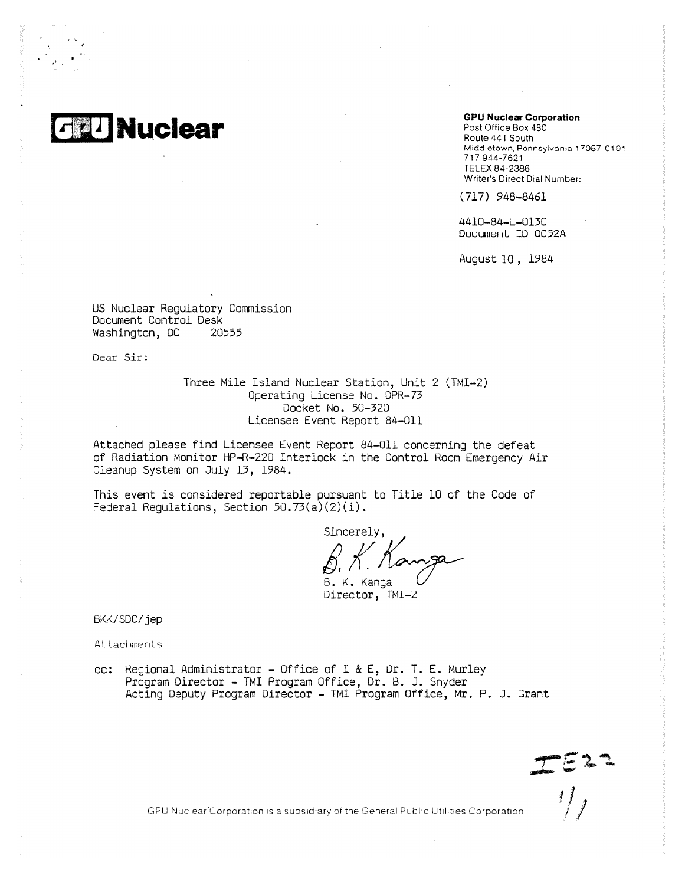# GPU Nuclear

**GPU Nuclear Corporation**
Post Office Box 480
Route 441 South
Middletown, Pennsylvania 17057-0191
717 944-7621
TELEX 84-2386
Writer's Direct Dial Number:

(717) 948-8461

4410-84-L-0130
Document ID 0052A

August 10, 1984

US Nuclear Regulatory Commission
Document Control Desk
Washington, DC 20555

Dear Sir:

Three Mile Island Nuclear Station, Unit 2 (TMI-2)
Operating License No. DPR-73
Docket No. 50-320
Licensee Event Report 84-011

Attached please find Licensee Event Report 84-011 concerning the defeat of Radiation Monitor HP-R-220 Interlock in the Control Room Emergency Air Cleanup System on July 13, 1984.

This event is considered reportable pursuant to Title 10 of the Code of Federal Regulations, Section 50.73(a)(2)(i).

Sincerely,

B. K. Kanga
B. K. Kanga
Director, TMI-2

BKK/SDC/jep

Attachments

cc: Regional Administrator - Office of I & E, Dr. T. E. Murley
Program Director - TMI Program Office, Dr. B. J. Snyder
Acting Deputy Program Director - TMI Program Office, Mr. P. J. Grant

IE22
1/1

GPU Nuclear Corporation is a subsidiary of the General Public Utilities Corporation